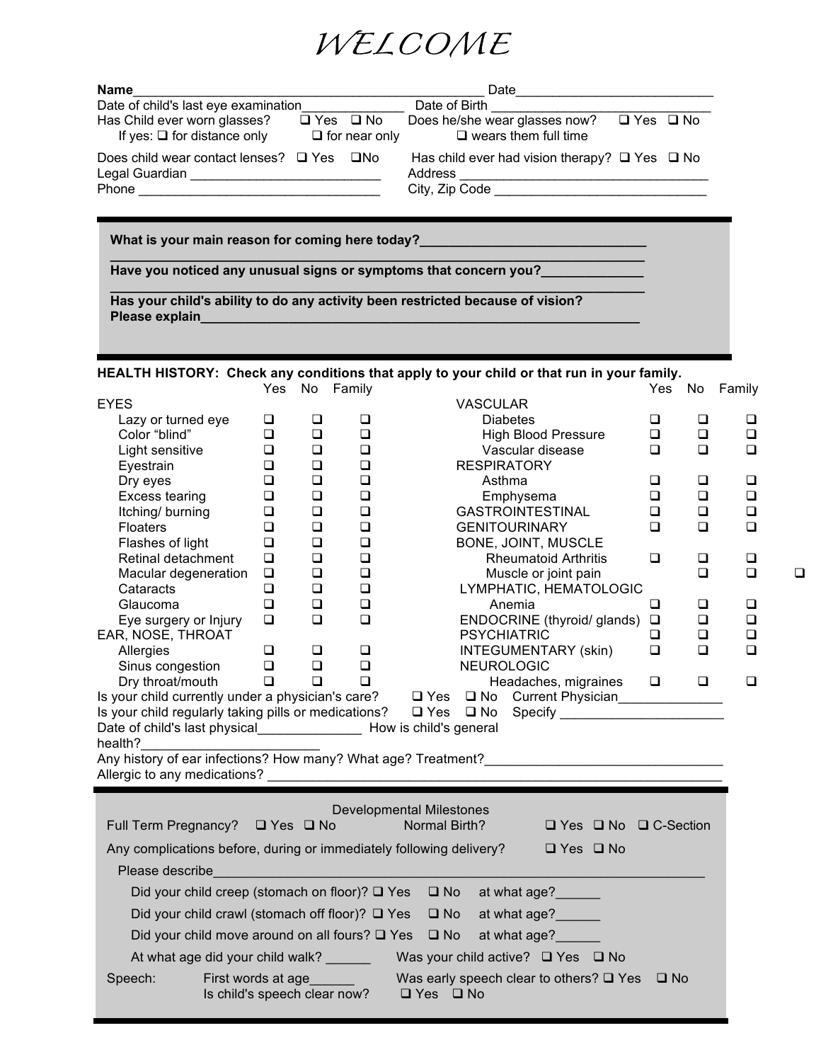# WELCOME

**Name**_________________________________________________ Date___________________________

Date of child's last eye examination______________ Date of Birth ______________________________

Has Child ever worn glasses? ☐ Yes ☐ No Does he/she wear glasses now? ☐ Yes ☐ No

If yes: ☐ for distance only ☐ for near only ☐ wears them full time

Does child wear contact lenses? ☐ Yes ☐No Has child ever had vision therapy? ☐ Yes ☐ No

Legal Guardian __________________________ Address _________________________________

Phone _______________________________ City, Zip Code _____________________________

**What is your main reason for coming here today?**_______________________________

___________________________________________________________________________

**Have you noticed any unusual signs or symptoms that concern you?**______________

___________________________________________________________________________

**Has your child's ability to do any activity been restricted because of vision? Please explain**______________________________________________________________

**HEALTH HISTORY: Check any conditions that apply to your child or that run in your family.**

| | Yes | No | Family | | Yes | No | Family |
|---|---|---|---|---|---|---|---|
| EYES | | | | VASCULAR | | | |
| Lazy or turned eye | ☐ | ☐ | ☐ | Diabetes | ☐ | ☐ | ☐ |
| Color "blind" | ☐ | ☐ | ☐ | High Blood Pressure | ☐ | ☐ | ☐ |
| Light sensitive | ☐ | ☐ | ☐ | Vascular disease | ☐ | ☐ | ☐ |
| Eyestrain | ☐ | ☐ | ☐ | RESPIRATORY | | | |
| Dry eyes | ☐ | ☐ | ☐ | Asthma | ☐ | ☐ | ☐ |
| Excess tearing | ☐ | ☐ | ☐ | Emphysema | ☐ | ☐ | ☐ |
| Itching/ burning | ☐ | ☐ | ☐ | GASTROINTESTINAL | ☐ | ☐ | ☐ |
| Floaters | ☐ | ☐ | ☐ | GENITOURINARY | ☐ | ☐ | ☐ |
| Flashes of light | ☐ | ☐ | ☐ | BONE, JOINT, MUSCLE | | | |
| Retinal detachment | ☐ | ☐ | ☐ | Rheumatoid Arthritis | ☐ | ☐ | ☐ |
| Macular degeneration | ☐ | ☐ | ☐ | Muscle or joint pain | | ☐ | ☐ ☐ |
| Cataracts | ☐ | ☐ | ☐ | LYMPHATIC, HEMATOLOGIC | | | |
| Glaucoma | ☐ | ☐ | ☐ | Anemia | ☐ | ☐ | ☐ |
| Eye surgery or Injury | ☐ | ☐ | ☐ | ENDOCRINE (thyroid/ glands) | ☐ | ☐ | ☐ |
| EAR, NOSE, THROAT | | | | PSYCHIATRIC | ☐ | ☐ | ☐ |
| Allergies | ☐ | ☐ | ☐ | INTEGUMENTARY (skin) | ☐ | ☐ | ☐ |
| Sinus congestion | ☐ | ☐ | ☐ | NEUROLOGIC | | | |
| Dry throat/mouth | ☐ | ☐ | ☐ | Headaches, migraines | ☐ | ☐ | ☐ |

Is your child currently under a physician's care? ☐ Yes ☐ No Current Physician______________

Is your child regularly taking pills or medications? ☐ Yes ☐ No Specify ______________________

Date of child's last physical______________ How is child's general health?________________________

Any history of ear infections? How many? What age? Treatment?________________________________

Allergic to any medications? ______________________________________________________________

Developmental Milestones

Full Term Pregnancy? ☐ Yes ☐ No Normal Birth? ☐ Yes ☐ No ☐ C-Section

Any complications before, during or immediately following delivery? ☐ Yes ☐ No

Please describe______________________________________________________________________

Did your child creep (stomach on floor)? ☐ Yes ☐ No at what age?______

Did your child crawl (stomach off floor)? ☐ Yes ☐ No at what age?______

Did your child move around on all fours? ☐ Yes ☐ No at what age?______

At what age did your child walk? ______ Was your child active? ☐ Yes ☐ No

Speech: First words at age______ Was early speech clear to others? ☐ Yes ☐ No

Is child's speech clear now? ☐ Yes ☐ No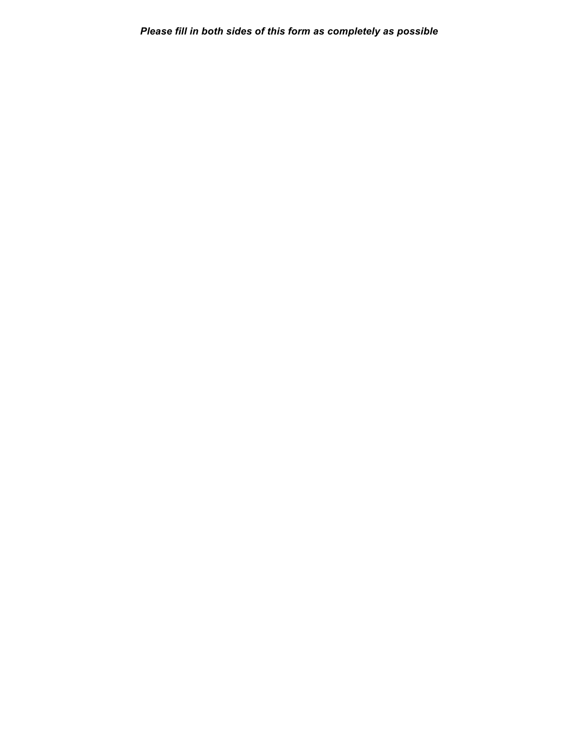***Please fill in both sides of this form as completely as possible***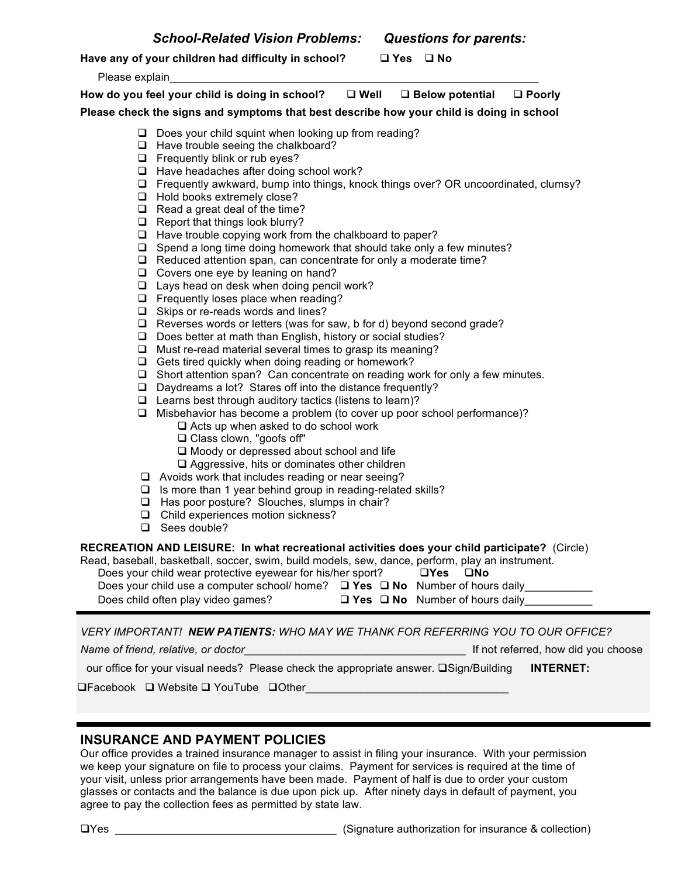## *School-Related Vision Problems: Questions for parents:*

**Have any of your children had difficulty in school?** ❑ **Yes** ❑ **No**

Please explain_______________________________________________________________

**How do you feel your child is doing in school?** ❑ **Well** ❑ **Below potential** ❑ **Poorly**

**Please check the signs and symptoms that best describe how your child is doing in school**

- ❑ Does your child squint when looking up from reading?
- ❑ Have trouble seeing the chalkboard?
- ❑ Frequently blink or rub eyes?
- ❑ Have headaches after doing school work?
- ❑ Frequently awkward, bump into things, knock things over? OR uncoordinated, clumsy?
- ❑ Hold books extremely close?
- ❑ Read a great deal of the time?
- ❑ Report that things look blurry?
- ❑ Have trouble copying work from the chalkboard to paper?
- ❑ Spend a long time doing homework that should take only a few minutes?
- ❑ Reduced attention span, can concentrate for only a moderate time?
- ❑ Covers one eye by leaning on hand?
- ❑ Lays head on desk when doing pencil work?
- ❑ Frequently loses place when reading?
- ❑ Skips or re-reads words and lines?
- ❑ Reverses words or letters (was for saw, b for d) beyond second grade?
- ❑ Does better at math than English, history or social studies?
- ❑ Must re-read material several times to grasp its meaning?
- ❑ Gets tired quickly when doing reading or homework?
- ❑ Short attention span? Can concentrate on reading work for only a few minutes.
- ❑ Daydreams a lot? Stares off into the distance frequently?
- ❑ Learns best through auditory tactics (listens to learn)?
- ❑ Misbehavior has become a problem (to cover up poor school performance)?
  - ❑ Acts up when asked to do school work
  - ❑ Class clown, "goofs off"
  - ❑ Moody or depressed about school and life
  - ❑ Aggressive, hits or dominates other children
- ❑ Avoids work that includes reading or near seeing?
- ❑ Is more than 1 year behind group in reading-related skills?
- ❑ Has poor posture? Slouches, slumps in chair?
- ❑ Child experiences motion sickness?
- ❑ Sees double?

**RECREATION AND LEISURE: In what recreational activities does your child participate?** (Circle)
Read, baseball, basketball, soccer, swim, build models, sew, dance, perform, play an instrument.

Does your child wear protective eyewear for his/her sport? ❑**Yes** ❑**No**

Does your child use a computer school/ home? ❑ **Yes** ❑ **No** Number of hours daily___________

Does child often play video games? ❑ **Yes** ❑ **No** Number of hours daily___________

---

*VERY IMPORTANT!* ***NEW PATIENTS:*** *WHO MAY WE THANK FOR REFERRING YOU TO OUR OFFICE?*

*Name of friend, relative, or doctor*____________________________________ If not referred, how did you choose our office for your visual needs? Please check the appropriate answer. ❑Sign/Building **INTERNET:**
❑Facebook ❑ Website ❑ YouTube ❑Other_________________________________

---

## INSURANCE AND PAYMENT POLICIES

Our office provides a trained insurance manager to assist in filing your insurance. With your permission we keep your signature on file to process your claims. Payment for services is required at the time of your visit, unless prior arrangements have been made. Payment of half is due to order your custom glasses or contacts and the balance is due upon pick up. After ninety days in default of payment, you agree to pay the collection fees as permitted by state law.

❑Yes ____________________________________ (Signature authorization for insurance & collection)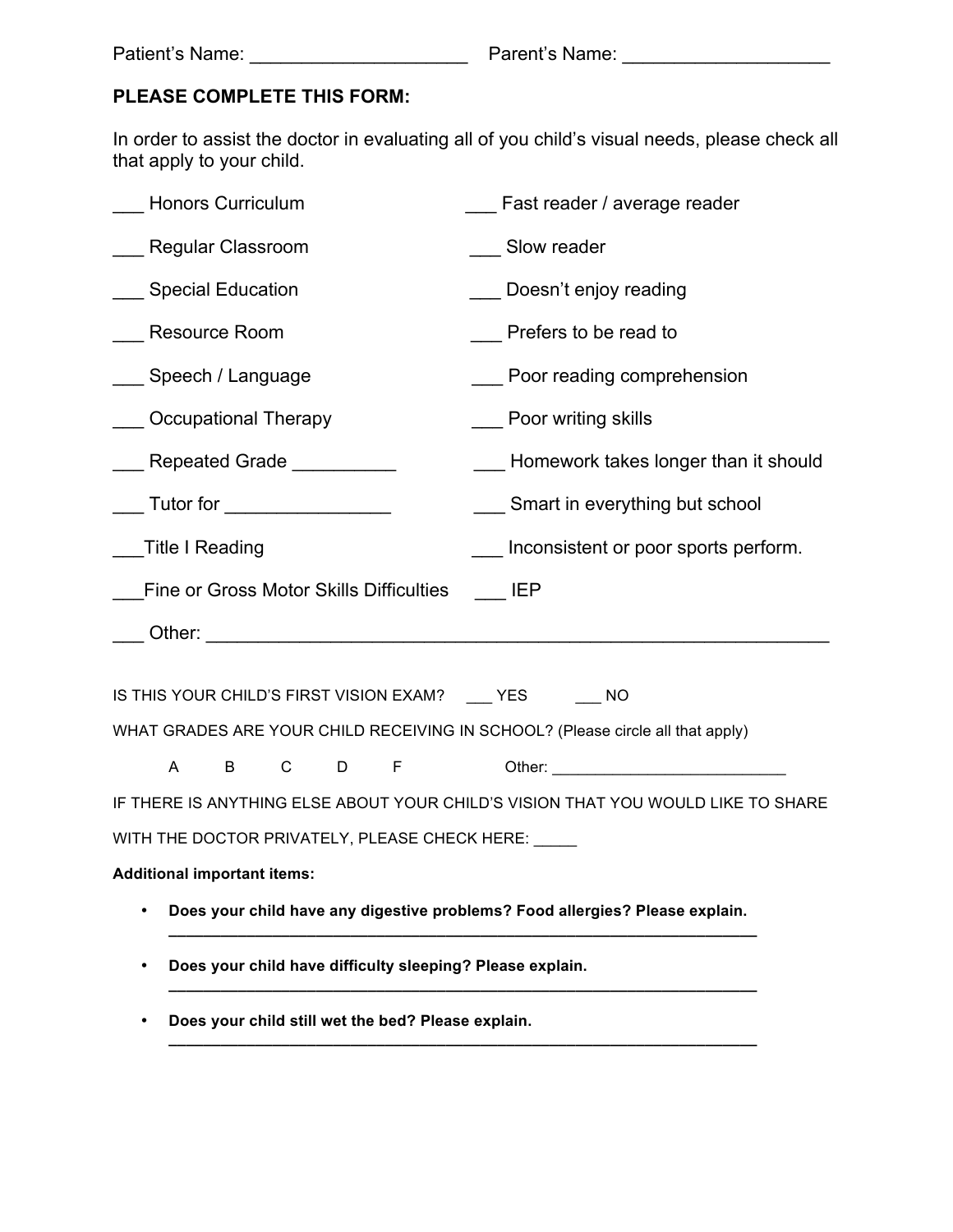Patient's Name: _____________________ Parent's Name: ____________________

**PLEASE COMPLETE THIS FORM:**

In order to assist the doctor in evaluating all of you child's visual needs, please check all that apply to your child.

| | |
|---|---|
| ___ Honors Curriculum | ___ Fast reader / average reader |
| ___ Regular Classroom | ___ Slow reader |
| ___ Special Education | ___ Doesn't enjoy reading |
| ___ Resource Room | ___ Prefers to be read to |
| ___ Speech / Language | ___ Poor reading comprehension |
| ___ Occupational Therapy | ___ Poor writing skills |
| ___ Repeated Grade __________ | ___ Homework takes longer than it should |
| ___ Tutor for ________________ | ___ Smart in everything but school |
| ___Title I Reading | ___ Inconsistent or poor sports perform. |
| ___Fine or Gross Motor Skills Difficulties | ___ IEP |

___ Other: ______________________________________________________________

IS THIS YOUR CHILD'S FIRST VISION EXAM? ___ YES ___ NO

WHAT GRADES ARE YOUR CHILD RECEIVING IN SCHOOL? (Please circle all that apply)

A B C D F Other: __________________________

IF THERE IS ANYTHING ELSE ABOUT YOUR CHILD'S VISION THAT YOU WOULD LIKE TO SHARE WITH THE DOCTOR PRIVATELY, PLEASE CHECK HERE: _____

**Additional important items:**

- **Does your child have any digestive problems? Food allergies? Please explain.**
  ______________________________________________________________________
- **Does your child have difficulty sleeping? Please explain.**
  ______________________________________________________________________
- **Does your child still wet the bed? Please explain.**
  ______________________________________________________________________